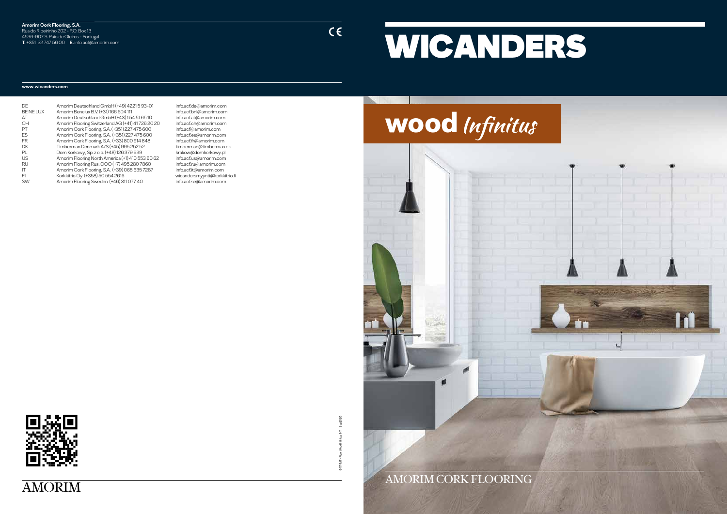**Amorim Cork Flooring, S.A.**
Rua do Ribeirinho 202 - P.O. Box 13
4536-907 S. Paio de Oleiros - Portugal
**T.** +351 22 747 56 00 **E.** info.acf@amorim.com

CE

**www.wicanders.com**

| | | |
|---|---|---|
| DE | Amorim Deutschland GmbH (+49) 4221 5 93-01 | info.acf.de@amorim.com |
| BE NE LUX | Amorim Benelux B.V. (+31) 166 604 111 | info.acf.bnl@amorim.com |
| AT | Amorim Deutschland GmbH (+43) 1 54 51 65 10 | info.acf.at@amorim.com |
| CH | Amorim Flooring Switzerland AG (+41) 41 726 20 20 | info.acf.ch@amorim.com |
| PT | Amorim Cork Flooring, S.A. (+351) 227 475 600 | info.acf@amorim.com |
| ES | Amorim Cork Flooring, S.A. (+351) 227 475 600 | info.acf.es@amorim.com |
| FR | Amorim Cork Flooring, S.A. (+33) 800 914 848 | info.acf.fr@amorim.com |
| DK | Timberman Denmark A/S (+45) 995 252 52 | timberman@timberman.dk |
| PL | Dom Korkowy, Sp. z o.o. (+48) 126 379 639 | krakow@domkorkowy.pl |
| US | Amorim Flooring North America (+1) 410 553 60 62 | info.acf.us@amorim.com |
| RU | Amorim Flooring Rus, OOO (+7) 495 280 7860 | info.acf.ru@amorim.com |
| IT | Amorim Cork Flooring, S.A. (+39) 068 635 7287 | info.acf.it@amorim.com |
| FI | Korkkitrio Oy (+358) 50 554 2616 | wicandersmyynti@korkkitrio.fi |
| SW | Amorim Flooring Sweden (+46) 311 077 40 | info.acf.se@amorim.com |

AMORIM

64118/INT - Flyer Wood Infinitus INT | Sep2020

# WICANDERS

## wood *Infinitus*

AMORIM CORK FLOORING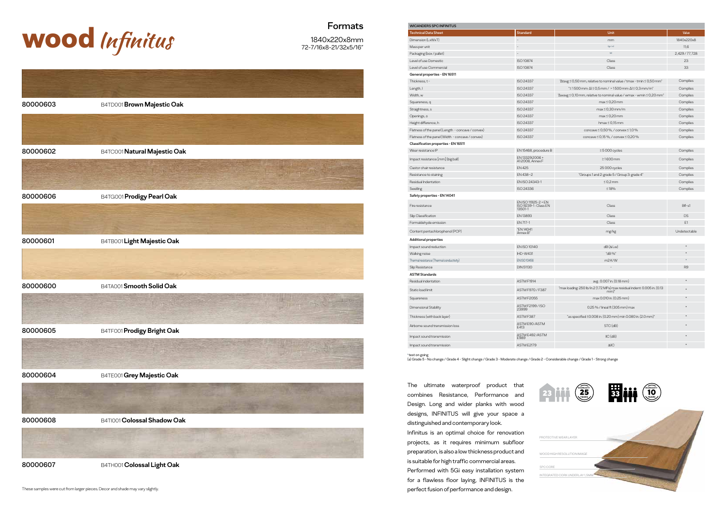# wood *Infinitus*

## Formats

1840x220x8mm
72-7/16x8-21/32x5/16"

80000603 B4TD001 **Brown Majestic Oak**

80000602 B4TC001 **Natural Majestic Oak**

80000606 B4TG001 **Prodigy Pearl Oak**

80000601 B4TB001 **Light Majestic Oak**

80000600 B4TA001 **Smooth Solid Oak**

80000605 B4TF001 **Prodigy Bright Oak**

80000604 B4TE001 **Grey Majestic Oak**

80000608 B4TI001 **Colossal Shadow Oak**

80000607 B4TH001 **Colossal Light Oak**

These samples were cut from larger pieces. Decor and shade may vary slightly.

| WICANDERS SPC INFINITUS | | | |
|---|---|---|---|
| Technical Data Sheet | Standard | Unit | Value |
| Dimension (LxWxT) | - | mm | 1840x220x8 |
| Mass per unit | - | (kg/m2) | 11,6 |
| Packaging (box / pallet) | - | m² | 2,429 / 77,728 |
| Level of use Domestic | ISO 10874 | Class | 23 |
| Level of use Commercial | ISO 10874 | Class | 33 |
| **General properties - EN 16511** | | | |
| Thickness, t - | ISO 24337 | "Δtavg ≤ 0,50 mm, relative to nominal value / tmax - tmin ≤ 0,50 mm" | Complies |
| Length, l | ISO 24337 | "≤ 1 500 mm: Δl ≤ 0,5 mm / > 1 500 mm: Δl ≤ 0,3 mm/m" | Complies |
| Width, w | ISO 24337 | "Δwavg ≤ 0,10 mm, relative to nominal value / wmax - wmin ≤ 0,20 mm" | Complies |
| Squareness, q | ISO 24337 | max ≤ 0,20 mm | Complies |
| Straightness, s | ISO 24337 | max ≤ 0,30 mm/m | Complies |
| Openings, o | ISO 24337 | max ≤ 0,20 mm | Complies |
| Height difference, h | ISO 24337 | hmax ≤ 0,15 mm | Complies |
| Flatness of the panel (Length - concave / convex) | ISO 24337 | concave ≤ 0,50 % / convex ≤ 1,0 % | Complies |
| Flatness of the panel (Width - concave / convex) | ISO 24337 | concave ≤ 0,15 % / convex ≤ 0,20 % | Complies |
| **Classification properties - EN 16511** | | | |
| Wear resistance IP | EN 15468, procedure B | ≥ 5 000 cycles | Complies |
| Impact resistance [mm] (big ball) | EN 13329:2006 + A1:2008, Annex F | ≥ 1 600 mm | Complies |
| Castor chair resistance | EN 425 | 25 000 cycles | Complies |
| Resistance to staining | EN 438-2 | "Groups 1 and 2: grade 5 / Group 3: grade 4" | Complies |
| Residual Indentation | EN ISO 24343-1 | ≤ 0,2 mm | Complies |
| Swelling | ISO 24336 | ≤ 18% | Complies |
| **Safety properties - EN 14041** | | | |
| Fire resistance | EN ISO 11925-2 + EN ISO 9239-1: Class EN 13501-1 | Class | Bfl-s1 |
| Slip Classification | EN 13893 | Class | DS |
| Formaldehyde emission | EN 717-1 | Class | E1 |
| Content pentachlorophenol (PCP) | "EN 14041 Annex B" | mg/kg | Undetectable |
| **Additional properties** | | | |
| Impact sound reduction | EN ISO 10140 | dB (ΔLw) | * |
| Walking noise | IHD-W431 | "dB %" | * |
| Thermal resistance (Thermal conductivity) | EN ISO 10456 | m2K/W | * |
| Slip Resistance | DIN 51130 | - | R9 |
| **ASTM Standards** | | | |
| Residual Indentation | ASTM F1914 | avg. 0.007 in. (0.18 mm) | * |
| Static load limit | ASTM F970 / F387 | "max loading: 250 lb/in.2 (1.72 MPa) max residual indent: 0.005 in. (0.13 mm)" | * |
| Squareness | ASTM F2055 | max 0.010 in. (0.25 mm) | * |
| Dimensional Stability | ASTM F2199 / ISO 23999 | 0.25 % / lineal ft (305 mm) max | * |
| Thickness (with back layer) | ASTM F387 | "as specified ±0.008 in. (0.20 mm) min 0.080 in. (2.0 mm)" | * |
| Airborne sound transmission loss | ASTM E90 /ASTM E413 | STC (dB) | * |
| Impact sound transmission | ASTM E492 /ASTM E989 | IIC (dB) | * |
| Impact sound transmission | ASTM E2179 | ΔIIC | * |

* test on going
(a) Grade 5 - No change / Grade 4 - Slight change / Grade 3 - Moderate change / Grade 2 - Considerable change / Grade 1 - Strong change

The ultimate waterproof product that combines Resistance, Performance and Design. Long and wider planks with wood designs, INFINITUS will give your space a distinguished and contemporary look.
Infinitus is an optimal choice for renovation projects, as it requires minimum subfloor preparation, is also a low thickness product and is suitable for high traffic commercial areas.
Performed with 5Gi easy installation system for a flawless floor laying, INFINITUS is the perfect fusion of performance and design.

23 — WARRANTY 25 YEARS
33 — WARRANTY 10 YEARS

PROTECTIVE WEAR LAYER
WOOD HIGH RESOLUTION IMAGE
SPC CORE
INTEGRATED CORK UNDERLAY 1,5MM